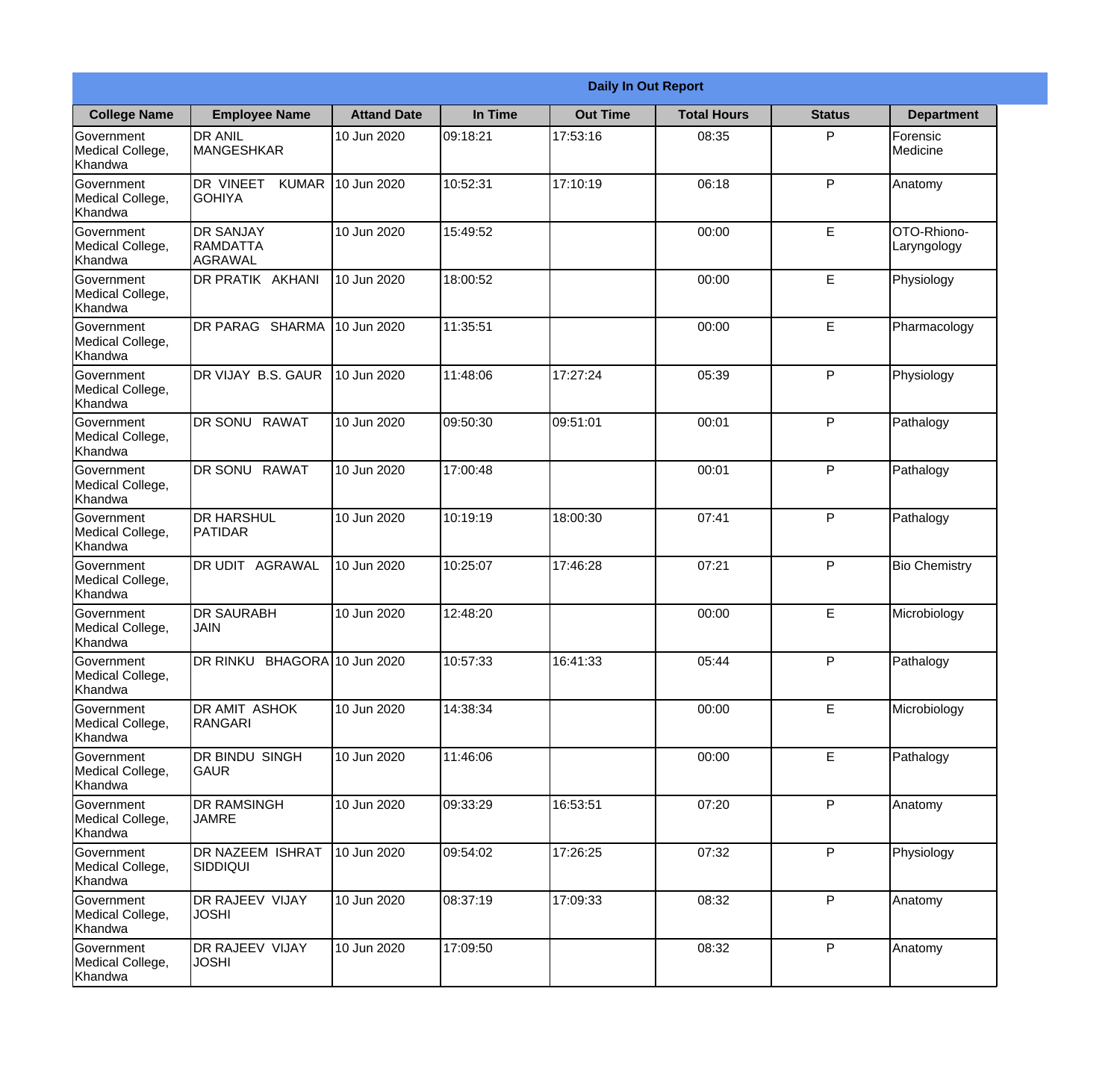| Daily In Out Report | | | | | | | |
|---|---|---|---|---|---|---|---|
| **College Name** | **Employee Name** | **Attand Date** | **In Time** | **Out Time** | **Total Hours** | **Status** | **Department** |
| Government Medical College, Khandwa | DR ANIL MANGESHKAR | 10 Jun 2020 | 09:18:21 | 17:53:16 | 08:35 | P | Forensic Medicine |
| Government Medical College, Khandwa | DR VINEET KUMAR GOHIYA | 10 Jun 2020 | 10:52:31 | 17:10:19 | 06:18 | P | Anatomy |
| Government Medical College, Khandwa | DR SANJAY RAMDATTA AGRAWAL | 10 Jun 2020 | 15:49:52 | | 00:00 | E | OTO-Rhiono-Laryngology |
| Government Medical College, Khandwa | DR PRATIK AKHANI | 10 Jun 2020 | 18:00:52 | | 00:00 | E | Physiology |
| Government Medical College, Khandwa | DR PARAG SHARMA | 10 Jun 2020 | 11:35:51 | | 00:00 | E | Pharmacology |
| Government Medical College, Khandwa | DR VIJAY B.S. GAUR | 10 Jun 2020 | 11:48:06 | 17:27:24 | 05:39 | P | Physiology |
| Government Medical College, Khandwa | DR SONU RAWAT | 10 Jun 2020 | 09:50:30 | 09:51:01 | 00:01 | P | Pathalogy |
| Government Medical College, Khandwa | DR SONU RAWAT | 10 Jun 2020 | 17:00:48 | | 00:01 | P | Pathalogy |
| Government Medical College, Khandwa | DR HARSHUL PATIDAR | 10 Jun 2020 | 10:19:19 | 18:00:30 | 07:41 | P | Pathalogy |
| Government Medical College, Khandwa | DR UDIT AGRAWAL | 10 Jun 2020 | 10:25:07 | 17:46:28 | 07:21 | P | Bio Chemistry |
| Government Medical College, Khandwa | DR SAURABH JAIN | 10 Jun 2020 | 12:48:20 | | 00:00 | E | Microbiology |
| Government Medical College, Khandwa | DR RINKU BHAGORA | 10 Jun 2020 | 10:57:33 | 16:41:33 | 05:44 | P | Pathalogy |
| Government Medical College, Khandwa | DR AMIT ASHOK RANGARI | 10 Jun 2020 | 14:38:34 | | 00:00 | E | Microbiology |
| Government Medical College, Khandwa | DR BINDU SINGH GAUR | 10 Jun 2020 | 11:46:06 | | 00:00 | E | Pathalogy |
| Government Medical College, Khandwa | DR RAMSINGH JAMRE | 10 Jun 2020 | 09:33:29 | 16:53:51 | 07:20 | P | Anatomy |
| Government Medical College, Khandwa | DR NAZEEM ISHRAT SIDDIQUI | 10 Jun 2020 | 09:54:02 | 17:26:25 | 07:32 | P | Physiology |
| Government Medical College, Khandwa | DR RAJEEV VIJAY JOSHI | 10 Jun 2020 | 08:37:19 | 17:09:33 | 08:32 | P | Anatomy |
| Government Medical College, Khandwa | DR RAJEEV VIJAY JOSHI | 10 Jun 2020 | 17:09:50 | | 08:32 | P | Anatomy |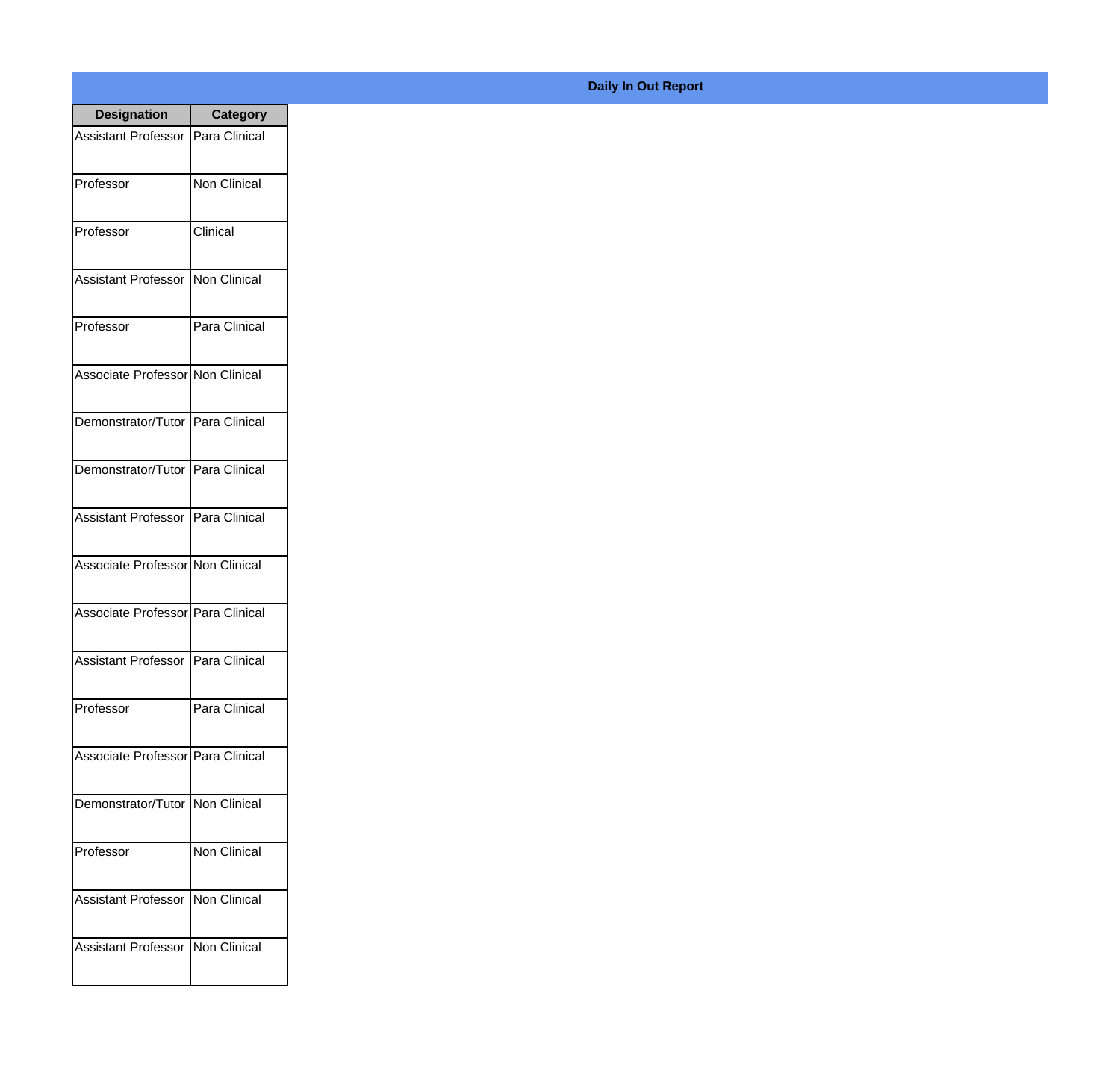**Daily In Out Report**

| Designation | Category |
|---|---|
| Assistant Professor | Para Clinical |
| Professor | Non Clinical |
| Professor | Clinical |
| Assistant Professor | Non Clinical |
| Professor | Para Clinical |
| Associate Professor | Non Clinical |
| Demonstrator/Tutor | Para Clinical |
| Demonstrator/Tutor | Para Clinical |
| Assistant Professor | Para Clinical |
| Associate Professor | Non Clinical |
| Associate Professor | Para Clinical |
| Assistant Professor | Para Clinical |
| Professor | Para Clinical |
| Associate Professor | Para Clinical |
| Demonstrator/Tutor | Non Clinical |
| Professor | Non Clinical |
| Assistant Professor | Non Clinical |
| Assistant Professor | Non Clinical |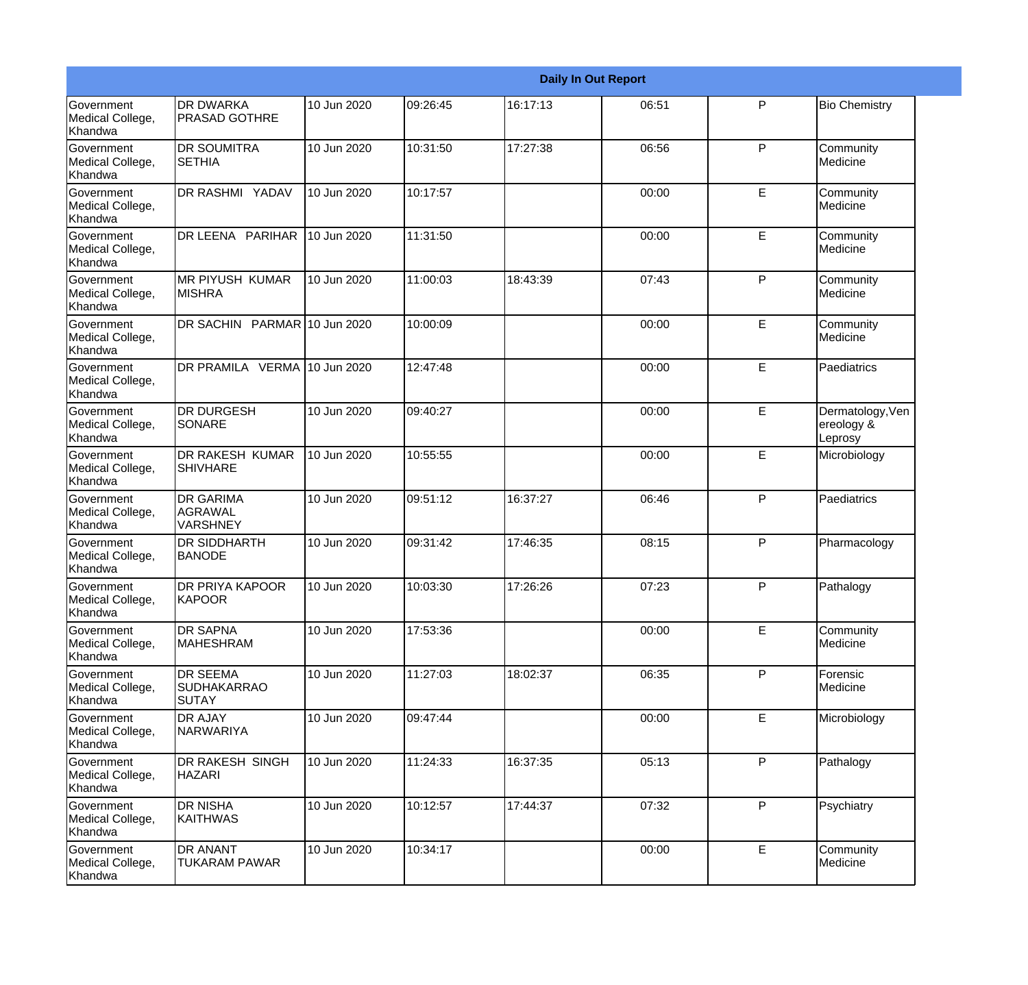| Daily In Out Report | | | | | | | |
|---|---|---|---|---|---|---|---|
| Government Medical College, Khandwa | DR DWARKA PRASAD GOTHRE | 10 Jun 2020 | 09:26:45 | 16:17:13 | 06:51 | P | Bio Chemistry |
| Government Medical College, Khandwa | DR SOUMITRA SETHIA | 10 Jun 2020 | 10:31:50 | 17:27:38 | 06:56 | P | Community Medicine |
| Government Medical College, Khandwa | DR RASHMI YADAV | 10 Jun 2020 | 10:17:57 | | 00:00 | E | Community Medicine |
| Government Medical College, Khandwa | DR LEENA PARIHAR | 10 Jun 2020 | 11:31:50 | | 00:00 | E | Community Medicine |
| Government Medical College, Khandwa | MR PIYUSH KUMAR MISHRA | 10 Jun 2020 | 11:00:03 | 18:43:39 | 07:43 | P | Community Medicine |
| Government Medical College, Khandwa | DR SACHIN PARMAR | 10 Jun 2020 | 10:00:09 | | 00:00 | E | Community Medicine |
| Government Medical College, Khandwa | DR PRAMILA VERMA | 10 Jun 2020 | 12:47:48 | | 00:00 | E | Paediatrics |
| Government Medical College, Khandwa | DR DURGESH SONARE | 10 Jun 2020 | 09:40:27 | | 00:00 | E | Dermatology,Venereology & Leprosy |
| Government Medical College, Khandwa | DR RAKESH KUMAR SHIVHARE | 10 Jun 2020 | 10:55:55 | | 00:00 | E | Microbiology |
| Government Medical College, Khandwa | DR GARIMA AGRAWAL VARSHNEY | 10 Jun 2020 | 09:51:12 | 16:37:27 | 06:46 | P | Paediatrics |
| Government Medical College, Khandwa | DR SIDDHARTH BANODE | 10 Jun 2020 | 09:31:42 | 17:46:35 | 08:15 | P | Pharmacology |
| Government Medical College, Khandwa | DR PRIYA KAPOOR KAPOOR | 10 Jun 2020 | 10:03:30 | 17:26:26 | 07:23 | P | Pathalogy |
| Government Medical College, Khandwa | DR SAPNA MAHESHRAM | 10 Jun 2020 | 17:53:36 | | 00:00 | E | Community Medicine |
| Government Medical College, Khandwa | DR SEEMA SUDHAKARRAO SUTAY | 10 Jun 2020 | 11:27:03 | 18:02:37 | 06:35 | P | Forensic Medicine |
| Government Medical College, Khandwa | DR AJAY NARWARIYA | 10 Jun 2020 | 09:47:44 | | 00:00 | E | Microbiology |
| Government Medical College, Khandwa | DR RAKESH SINGH HAZARI | 10 Jun 2020 | 11:24:33 | 16:37:35 | 05:13 | P | Pathalogy |
| Government Medical College, Khandwa | DR NISHA KAITHWAS | 10 Jun 2020 | 10:12:57 | 17:44:37 | 07:32 | P | Psychiatry |
| Government Medical College, Khandwa | DR ANANT TUKARAM PAWAR | 10 Jun 2020 | 10:34:17 | | 00:00 | E | Community Medicine |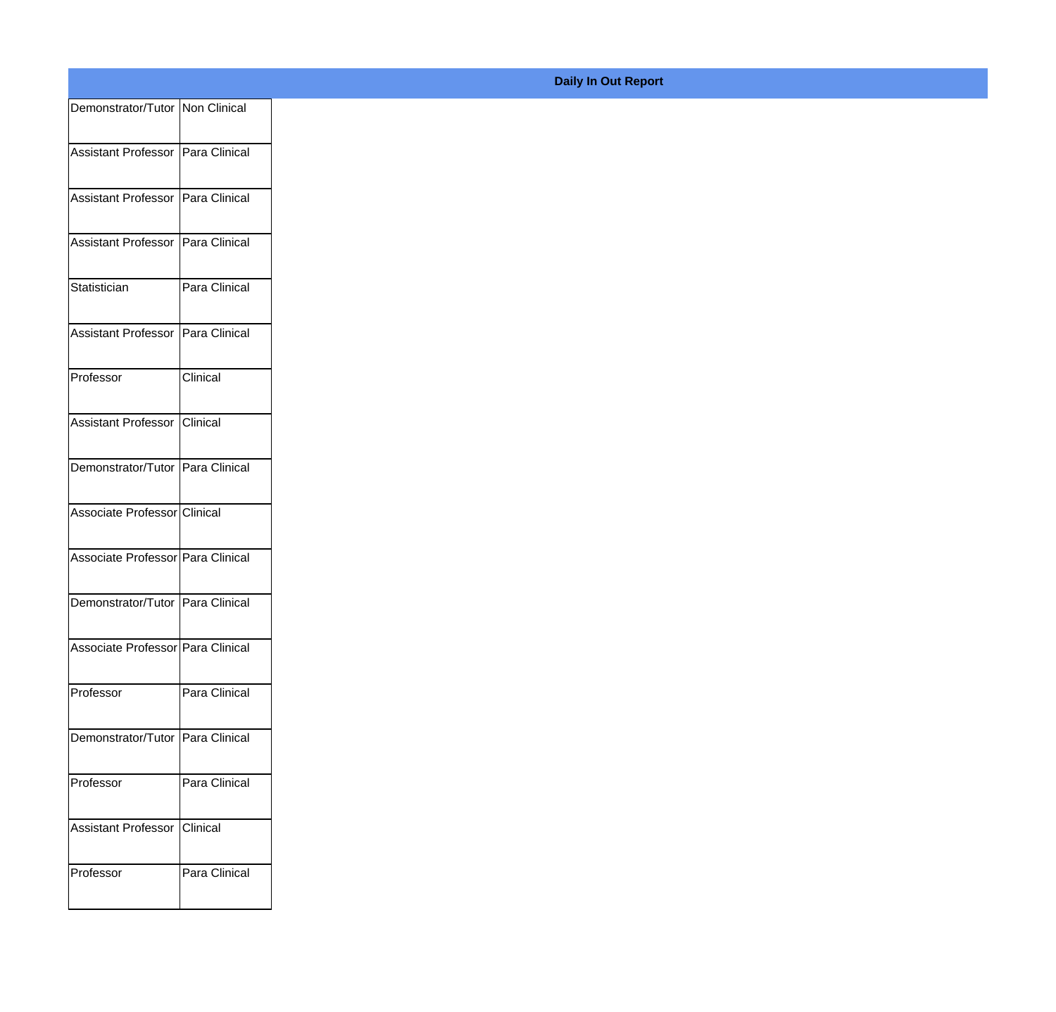**Daily In Out Report**

| | |
|---|---|
| Demonstrator/Tutor | Non Clinical |
| Assistant Professor | Para Clinical |
| Assistant Professor | Para Clinical |
| Assistant Professor | Para Clinical |
| Statistician | Para Clinical |
| Assistant Professor | Para Clinical |
| Professor | Clinical |
| Assistant Professor | Clinical |
| Demonstrator/Tutor | Para Clinical |
| Associate Professor | Clinical |
| Associate Professor | Para Clinical |
| Demonstrator/Tutor | Para Clinical |
| Associate Professor | Para Clinical |
| Professor | Para Clinical |
| Demonstrator/Tutor | Para Clinical |
| Professor | Para Clinical |
| Assistant Professor | Clinical |
| Professor | Para Clinical |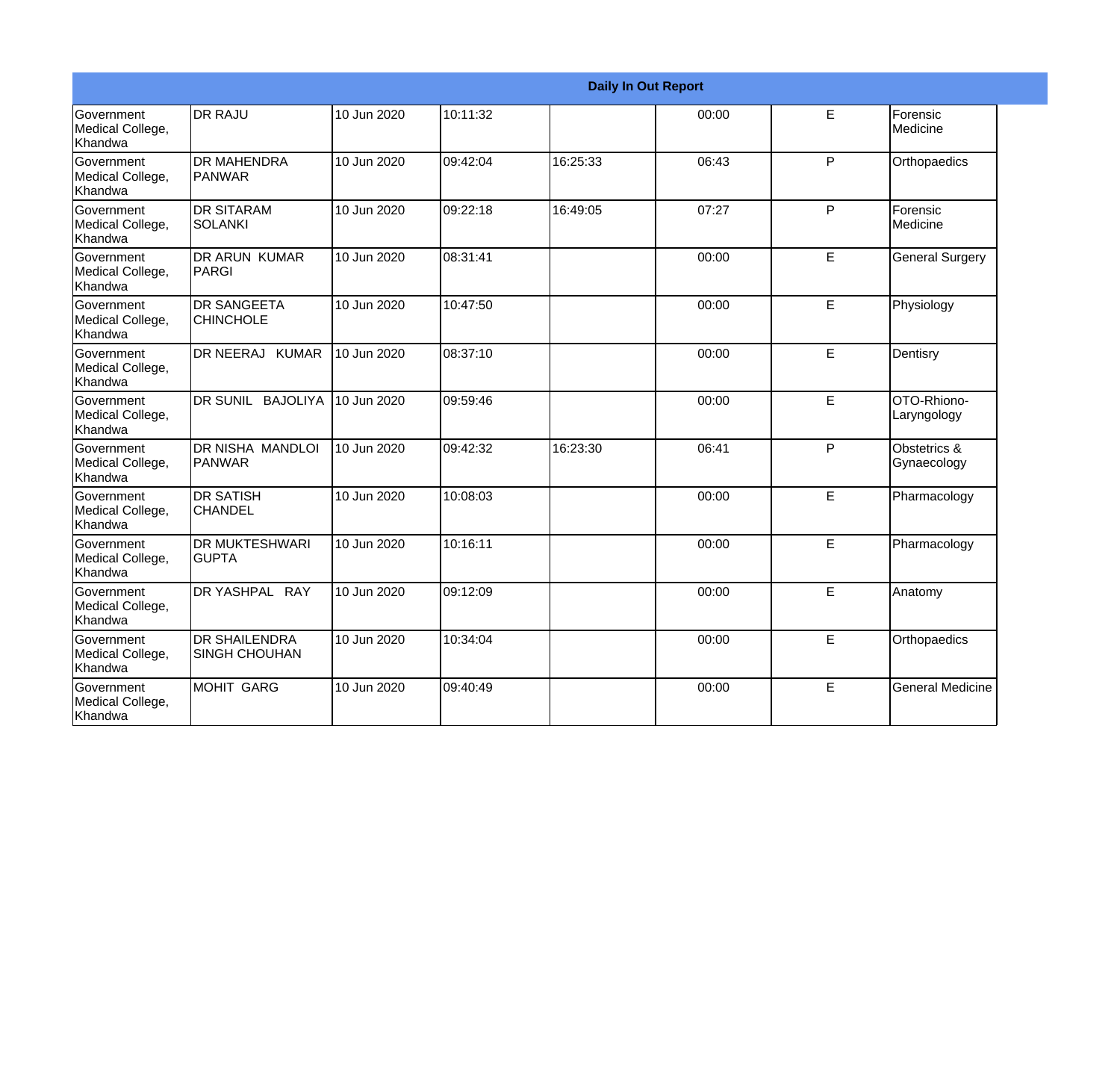**Daily In Out Report**

| | | | | | | | |
|---|---|---|---|---|---|---|---|
| Government Medical College, Khandwa | DR RAJU | 10 Jun 2020 | 10:11:32 | | 00:00 | E | Forensic Medicine |
| Government Medical College, Khandwa | DR MAHENDRA PANWAR | 10 Jun 2020 | 09:42:04 | 16:25:33 | 06:43 | P | Orthopaedics |
| Government Medical College, Khandwa | DR SITARAM SOLANKI | 10 Jun 2020 | 09:22:18 | 16:49:05 | 07:27 | P | Forensic Medicine |
| Government Medical College, Khandwa | DR ARUN KUMAR PARGI | 10 Jun 2020 | 08:31:41 | | 00:00 | E | General Surgery |
| Government Medical College, Khandwa | DR SANGEETA CHINCHOLE | 10 Jun 2020 | 10:47:50 | | 00:00 | E | Physiology |
| Government Medical College, Khandwa | DR NEERAJ KUMAR | 10 Jun 2020 | 08:37:10 | | 00:00 | E | Dentisry |
| Government Medical College, Khandwa | DR SUNIL BAJOLIYA | 10 Jun 2020 | 09:59:46 | | 00:00 | E | OTO-Rhiono-Laryngology |
| Government Medical College, Khandwa | DR NISHA MANDLOI PANWAR | 10 Jun 2020 | 09:42:32 | 16:23:30 | 06:41 | P | Obstetrics & Gynaecology |
| Government Medical College, Khandwa | DR SATISH CHANDEL | 10 Jun 2020 | 10:08:03 | | 00:00 | E | Pharmacology |
| Government Medical College, Khandwa | DR MUKTESHWARI GUPTA | 10 Jun 2020 | 10:16:11 | | 00:00 | E | Pharmacology |
| Government Medical College, Khandwa | DR YASHPAL RAY | 10 Jun 2020 | 09:12:09 | | 00:00 | E | Anatomy |
| Government Medical College, Khandwa | DR SHAILENDRA SINGH CHOUHAN | 10 Jun 2020 | 10:34:04 | | 00:00 | E | Orthopaedics |
| Government Medical College, Khandwa | MOHIT GARG | 10 Jun 2020 | 09:40:49 | | 00:00 | E | General Medicine |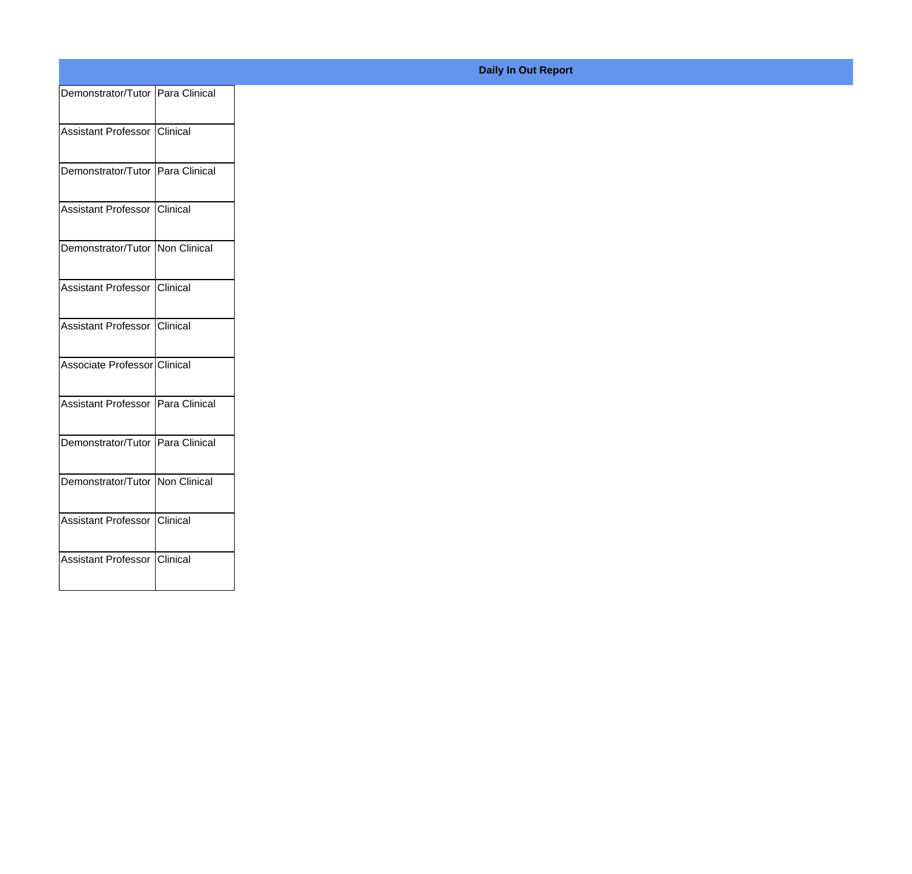**Daily In Out Report**

| | |
|---|---|
| Demonstrator/Tutor | Para Clinical |
| Assistant Professor | Clinical |
| Demonstrator/Tutor | Para Clinical |
| Assistant Professor | Clinical |
| Demonstrator/Tutor | Non Clinical |
| Assistant Professor | Clinical |
| Assistant Professor | Clinical |
| Associate Professor | Clinical |
| Assistant Professor | Para Clinical |
| Demonstrator/Tutor | Para Clinical |
| Demonstrator/Tutor | Non Clinical |
| Assistant Professor | Clinical |
| Assistant Professor | Clinical |